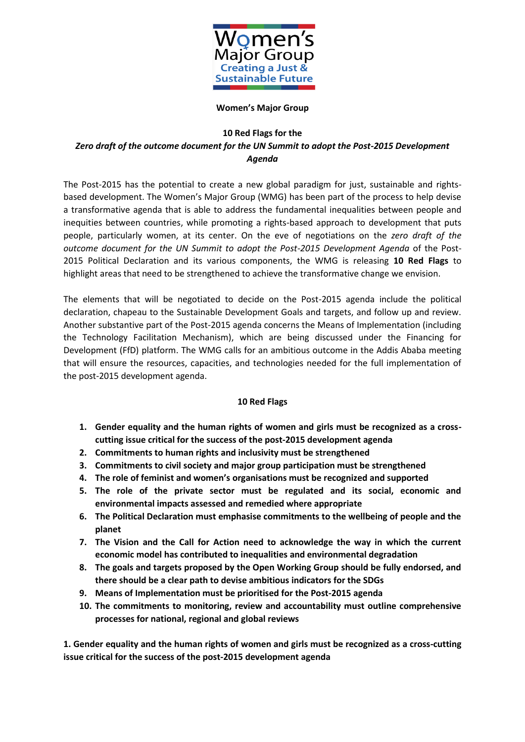Women's Major Group
Creating a Just & Sustainable Future

**Women's Major Group**

**10 Red Flags for the**
***Zero draft of the outcome document for the UN Summit to adopt the Post-2015 Development Agenda***

The Post-2015 has the potential to create a new global paradigm for just, sustainable and rights-based development. The Women's Major Group (WMG) has been part of the process to help devise a transformative agenda that is able to address the fundamental inequalities between people and inequities between countries, while promoting a rights-based approach to development that puts people, particularly women, at its center. On the eve of negotiations on the *zero draft of the outcome document for the UN Summit to adopt the Post-2015 Development Agenda* of the Post-2015 Political Declaration and its various components, the WMG is releasing **10 Red Flags** to highlight areas that need to be strengthened to achieve the transformative change we envision.

The elements that will be negotiated to decide on the Post-2015 agenda include the political declaration, chapeau to the Sustainable Development Goals and targets, and follow up and review. Another substantive part of the Post-2015 agenda concerns the Means of Implementation (including the Technology Facilitation Mechanism), which are being discussed under the Financing for Development (FfD) platform. The WMG calls for an ambitious outcome in the Addis Ababa meeting that will ensure the resources, capacities, and technologies needed for the full implementation of the post-2015 development agenda.

**10 Red Flags**

1. **Gender equality and the human rights of women and girls must be recognized as a cross-cutting issue critical for the success of the post-2015 development agenda**
2. **Commitments to human rights and inclusivity must be strengthened**
3. **Commitments to civil society and major group participation must be strengthened**
4. **The role of feminist and women's organisations must be recognized and supported**
5. **The role of the private sector must be regulated and its social, economic and environmental impacts assessed and remedied where appropriate**
6. **The Political Declaration must emphasise commitments to the wellbeing of people and the planet**
7. **The Vision and the Call for Action need to acknowledge the way in which the current economic model has contributed to inequalities and environmental degradation**
8. **The goals and targets proposed by the Open Working Group should be fully endorsed, and there should be a clear path to devise ambitious indicators for the SDGs**
9. **Means of Implementation must be prioritised for the Post-2015 agenda**
10. **The commitments to monitoring, review and accountability must outline comprehensive processes for national, regional and global reviews**

**1. Gender equality and the human rights of women and girls must be recognized as a cross-cutting issue critical for the success of the post-2015 development agenda**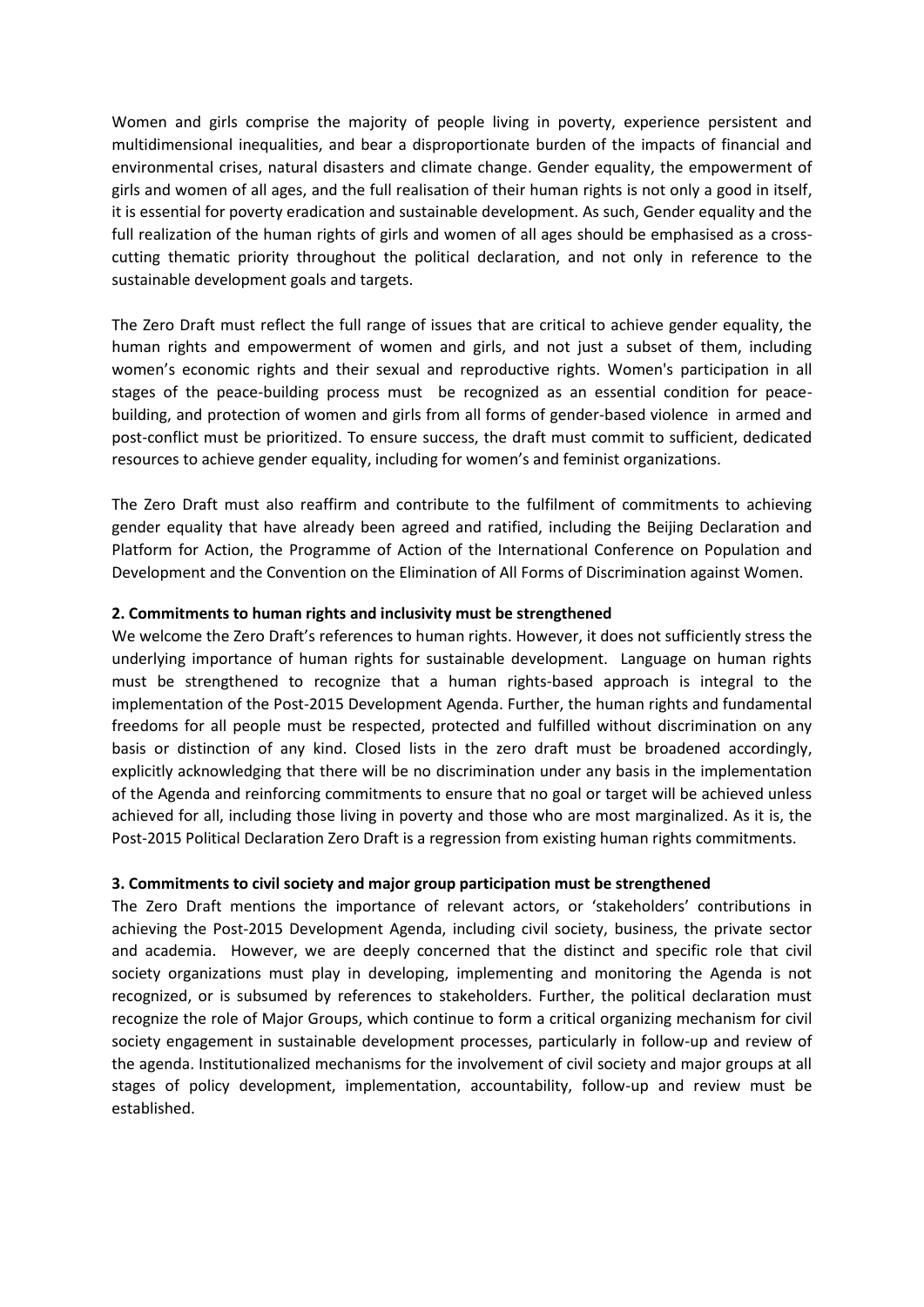Women and girls comprise the majority of people living in poverty, experience persistent and multidimensional inequalities, and bear a disproportionate burden of the impacts of financial and environmental crises, natural disasters and climate change. Gender equality, the empowerment of girls and women of all ages, and the full realisation of their human rights is not only a good in itself, it is essential for poverty eradication and sustainable development. As such, Gender equality and the full realization of the human rights of girls and women of all ages should be emphasised as a cross-cutting thematic priority throughout the political declaration, and not only in reference to the sustainable development goals and targets.

The Zero Draft must reflect the full range of issues that are critical to achieve gender equality, the human rights and empowerment of women and girls, and not just a subset of them, including women's economic rights and their sexual and reproductive rights. Women's participation in all stages of the peace-building process must be recognized as an essential condition for peace-building, and protection of women and girls from all forms of gender-based violence in armed and post-conflict must be prioritized. To ensure success, the draft must commit to sufficient, dedicated resources to achieve gender equality, including for women's and feminist organizations.

The Zero Draft must also reaffirm and contribute to the fulfilment of commitments to achieving gender equality that have already been agreed and ratified, including the Beijing Declaration and Platform for Action, the Programme of Action of the International Conference on Population and Development and the Convention on the Elimination of All Forms of Discrimination against Women.

**2. Commitments to human rights and inclusivity must be strengthened**

We welcome the Zero Draft's references to human rights. However, it does not sufficiently stress the underlying importance of human rights for sustainable development. Language on human rights must be strengthened to recognize that a human rights-based approach is integral to the implementation of the Post-2015 Development Agenda. Further, the human rights and fundamental freedoms for all people must be respected, protected and fulfilled without discrimination on any basis or distinction of any kind. Closed lists in the zero draft must be broadened accordingly, explicitly acknowledging that there will be no discrimination under any basis in the implementation of the Agenda and reinforcing commitments to ensure that no goal or target will be achieved unless achieved for all, including those living in poverty and those who are most marginalized. As it is, the Post-2015 Political Declaration Zero Draft is a regression from existing human rights commitments.

**3. Commitments to civil society and major group participation must be strengthened**

The Zero Draft mentions the importance of relevant actors, or 'stakeholders' contributions in achieving the Post-2015 Development Agenda, including civil society, business, the private sector and academia. However, we are deeply concerned that the distinct and specific role that civil society organizations must play in developing, implementing and monitoring the Agenda is not recognized, or is subsumed by references to stakeholders. Further, the political declaration must recognize the role of Major Groups, which continue to form a critical organizing mechanism for civil society engagement in sustainable development processes, particularly in follow-up and review of the agenda. Institutionalized mechanisms for the involvement of civil society and major groups at all stages of policy development, implementation, accountability, follow-up and review must be established.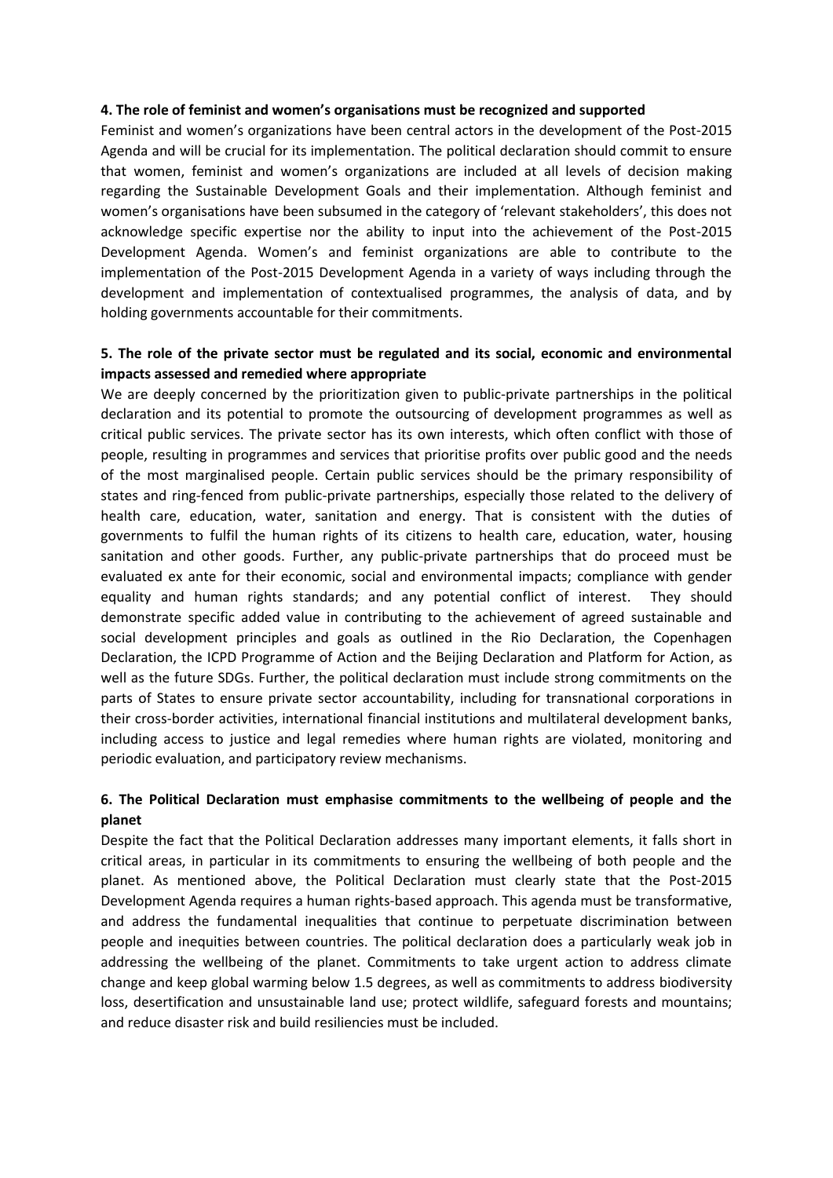**4. The role of feminist and women's organisations must be recognized and supported**

Feminist and women's organizations have been central actors in the development of the Post-2015 Agenda and will be crucial for its implementation. The political declaration should commit to ensure that women, feminist and women's organizations are included at all levels of decision making regarding the Sustainable Development Goals and their implementation. Although feminist and women's organisations have been subsumed in the category of 'relevant stakeholders', this does not acknowledge specific expertise nor the ability to input into the achievement of the Post-2015 Development Agenda. Women's and feminist organizations are able to contribute to the implementation of the Post-2015 Development Agenda in a variety of ways including through the development and implementation of contextualised programmes, the analysis of data, and by holding governments accountable for their commitments.

**5. The role of the private sector must be regulated and its social, economic and environmental impacts assessed and remedied where appropriate**

We are deeply concerned by the prioritization given to public-private partnerships in the political declaration and its potential to promote the outsourcing of development programmes as well as critical public services. The private sector has its own interests, which often conflict with those of people, resulting in programmes and services that prioritise profits over public good and the needs of the most marginalised people. Certain public services should be the primary responsibility of states and ring-fenced from public-private partnerships, especially those related to the delivery of health care, education, water, sanitation and energy. That is consistent with the duties of governments to fulfil the human rights of its citizens to health care, education, water, housing sanitation and other goods. Further, any public-private partnerships that do proceed must be evaluated ex ante for their economic, social and environmental impacts; compliance with gender equality and human rights standards; and any potential conflict of interest. They should demonstrate specific added value in contributing to the achievement of agreed sustainable and social development principles and goals as outlined in the Rio Declaration, the Copenhagen Declaration, the ICPD Programme of Action and the Beijing Declaration and Platform for Action, as well as the future SDGs. Further, the political declaration must include strong commitments on the parts of States to ensure private sector accountability, including for transnational corporations in their cross-border activities, international financial institutions and multilateral development banks, including access to justice and legal remedies where human rights are violated, monitoring and periodic evaluation, and participatory review mechanisms.

**6. The Political Declaration must emphasise commitments to the wellbeing of people and the planet**

Despite the fact that the Political Declaration addresses many important elements, it falls short in critical areas, in particular in its commitments to ensuring the wellbeing of both people and the planet. As mentioned above, the Political Declaration must clearly state that the Post-2015 Development Agenda requires a human rights-based approach. This agenda must be transformative, and address the fundamental inequalities that continue to perpetuate discrimination between people and inequities between countries. The political declaration does a particularly weak job in addressing the wellbeing of the planet. Commitments to take urgent action to address climate change and keep global warming below 1.5 degrees, as well as commitments to address biodiversity loss, desertification and unsustainable land use; protect wildlife, safeguard forests and mountains; and reduce disaster risk and build resiliencies must be included.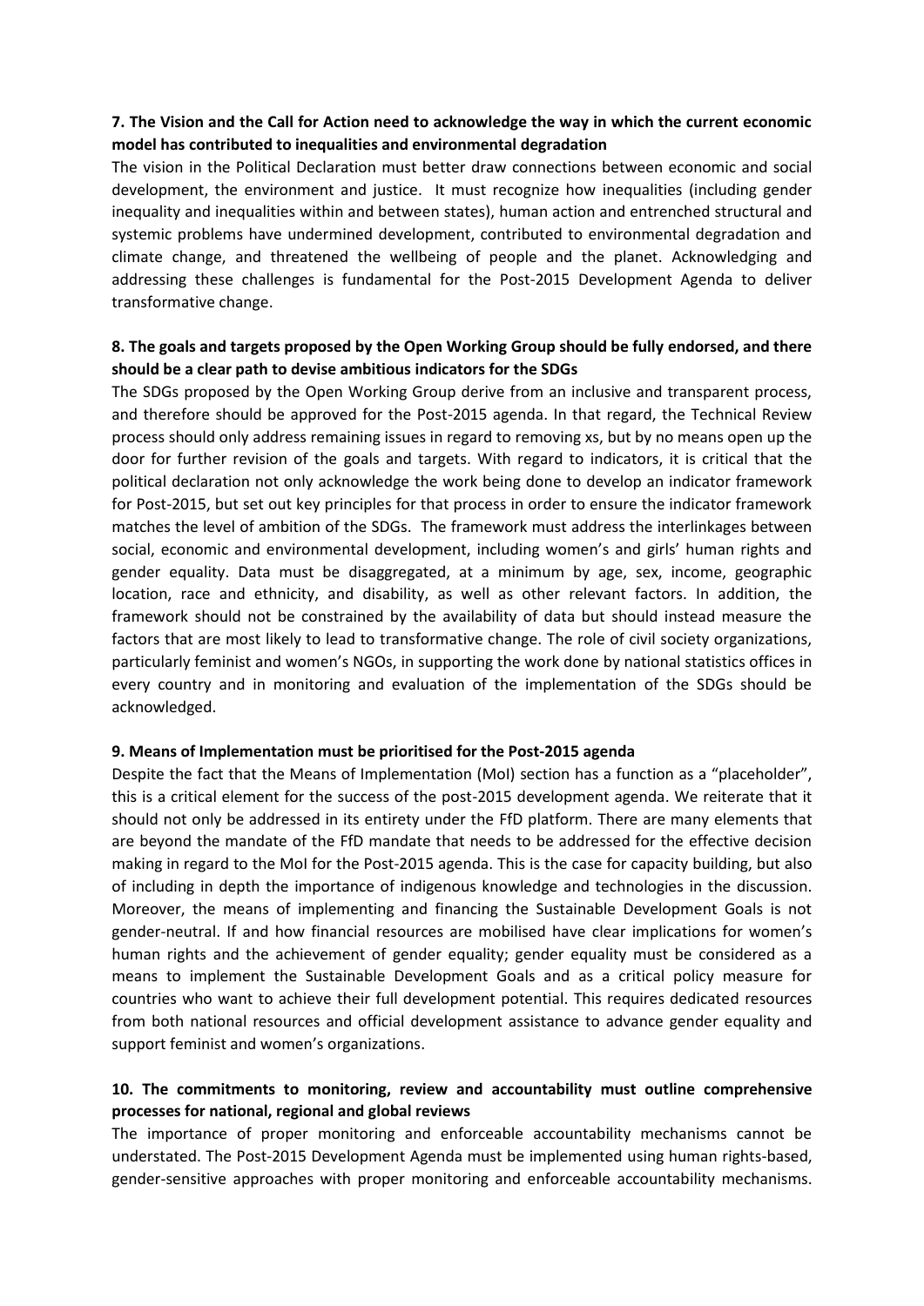**7. The Vision and the Call for Action need to acknowledge the way in which the current economic model has contributed to inequalities and environmental degradation**

The vision in the Political Declaration must better draw connections between economic and social development, the environment and justice. It must recognize how inequalities (including gender inequality and inequalities within and between states), human action and entrenched structural and systemic problems have undermined development, contributed to environmental degradation and climate change, and threatened the wellbeing of people and the planet. Acknowledging and addressing these challenges is fundamental for the Post-2015 Development Agenda to deliver transformative change.

**8. The goals and targets proposed by the Open Working Group should be fully endorsed, and there should be a clear path to devise ambitious indicators for the SDGs**

The SDGs proposed by the Open Working Group derive from an inclusive and transparent process, and therefore should be approved for the Post-2015 agenda. In that regard, the Technical Review process should only address remaining issues in regard to removing xs, but by no means open up the door for further revision of the goals and targets. With regard to indicators, it is critical that the political declaration not only acknowledge the work being done to develop an indicator framework for Post-2015, but set out key principles for that process in order to ensure the indicator framework matches the level of ambition of the SDGs. The framework must address the interlinkages between social, economic and environmental development, including women's and girls' human rights and gender equality. Data must be disaggregated, at a minimum by age, sex, income, geographic location, race and ethnicity, and disability, as well as other relevant factors. In addition, the framework should not be constrained by the availability of data but should instead measure the factors that are most likely to lead to transformative change. The role of civil society organizations, particularly feminist and women's NGOs, in supporting the work done by national statistics offices in every country and in monitoring and evaluation of the implementation of the SDGs should be acknowledged.

**9. Means of Implementation must be prioritised for the Post-2015 agenda**

Despite the fact that the Means of Implementation (MoI) section has a function as a "placeholder", this is a critical element for the success of the post-2015 development agenda. We reiterate that it should not only be addressed in its entirety under the FfD platform. There are many elements that are beyond the mandate of the FfD mandate that needs to be addressed for the effective decision making in regard to the MoI for the Post-2015 agenda. This is the case for capacity building, but also of including in depth the importance of indigenous knowledge and technologies in the discussion. Moreover, the means of implementing and financing the Sustainable Development Goals is not gender-neutral. If and how financial resources are mobilised have clear implications for women's human rights and the achievement of gender equality; gender equality must be considered as a means to implement the Sustainable Development Goals and as a critical policy measure for countries who want to achieve their full development potential. This requires dedicated resources from both national resources and official development assistance to advance gender equality and support feminist and women's organizations.

**10. The commitments to monitoring, review and accountability must outline comprehensive processes for national, regional and global reviews**

The importance of proper monitoring and enforceable accountability mechanisms cannot be understated. The Post-2015 Development Agenda must be implemented using human rights-based, gender-sensitive approaches with proper monitoring and enforceable accountability mechanisms.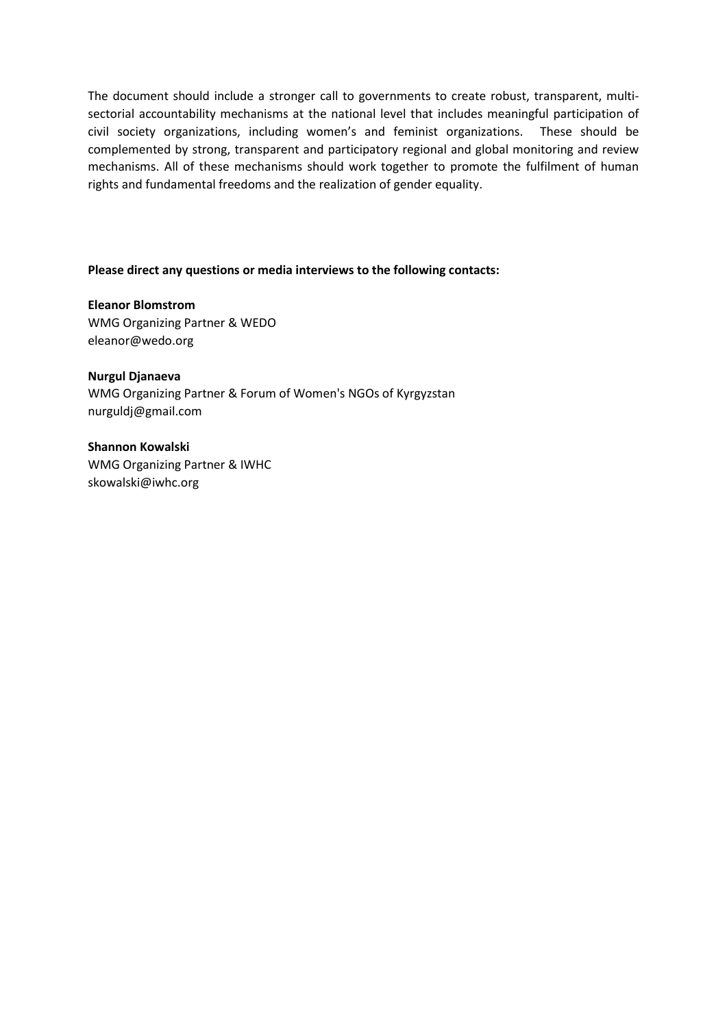The document should include a stronger call to governments to create robust, transparent, multi-sectorial accountability mechanisms at the national level that includes meaningful participation of civil society organizations, including women's and feminist organizations. These should be complemented by strong, transparent and participatory regional and global monitoring and review mechanisms. All of these mechanisms should work together to promote the fulfilment of human rights and fundamental freedoms and the realization of gender equality.

**Please direct any questions or media interviews to the following contacts:**

**Eleanor Blomstrom**
WMG Organizing Partner & WEDO
eleanor@wedo.org

**Nurgul Djanaeva**
WMG Organizing Partner & Forum of Women's NGOs of Kyrgyzstan
nurguldj@gmail.com

**Shannon Kowalski**
WMG Organizing Partner & IWHC
skowalski@iwhc.org